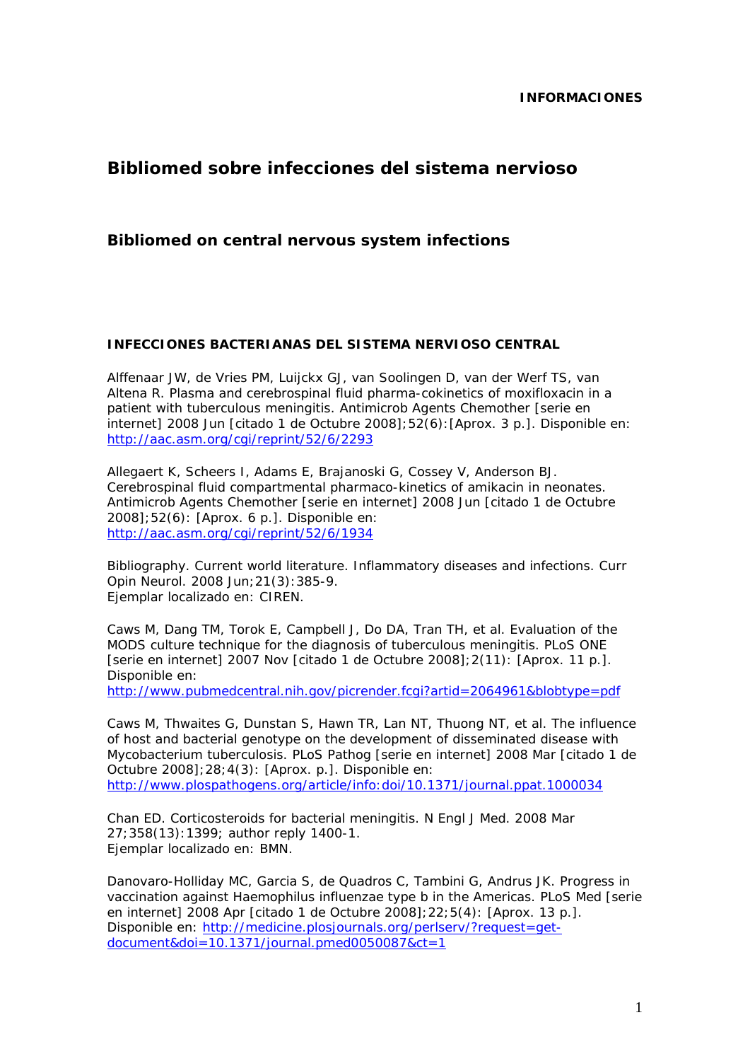**INFORMACIONES**

# Bibliomed sobre infecciones del sistema nervioso

## Bibliomed on central nervous system infections

### INFECCIONES BACTERIANAS DEL SISTEMA NERVIOSO CENTRAL

Alffenaar JW, de Vries PM, Luijckx GJ, van Soolingen D, van der Werf TS, van Altena R. Plasma and cerebrospinal fluid pharma-cokinetics of moxifloxacin in a patient with tuberculous meningitis. Antimicrob Agents Chemother [serie en internet] 2008 Jun [citado 1 de Octubre 2008];52(6):[Aprox. 3 p.]. Disponible en: http://aac.asm.org/cgi/reprint/52/6/2293

Allegaert K, Scheers I, Adams E, Brajanoski G, Cossey V, Anderson BJ. Cerebrospinal fluid compartmental pharmaco-kinetics of amikacin in neonates. Antimicrob Agents Chemother [serie en internet] 2008 Jun [citado 1 de Octubre 2008];52(6): [Aprox. 6 p.]. Disponible en: http://aac.asm.org/cgi/reprint/52/6/1934

Bibliography. Current world literature. Inflammatory diseases and infections. Curr Opin Neurol. 2008 Jun;21(3):385-9.
Ejemplar localizado en: CIREN.

Caws M, Dang TM, Torok E, Campbell J, Do DA, Tran TH, et al. Evaluation of the MODS culture technique for the diagnosis of tuberculous meningitis. PLoS ONE [serie en internet] 2007 Nov [citado 1 de Octubre 2008];2(11): [Aprox. 11 p.]. Disponible en:
http://www.pubmedcentral.nih.gov/picrender.fcgi?artid=2064961&blobtype=pdf

Caws M, Thwaites G, Dunstan S, Hawn TR, Lan NT, Thuong NT, et al. The influence of host and bacterial genotype on the development of disseminated disease with Mycobacterium tuberculosis. PLoS Pathog [serie en internet] 2008 Mar [citado 1 de Octubre 2008];28;4(3): [Aprox. p.]. Disponible en: http://www.plospathogens.org/article/info:doi/10.1371/journal.ppat.1000034

Chan ED. Corticosteroids for bacterial meningitis. N Engl J Med. 2008 Mar 27;358(13):1399; author reply 1400-1.
Ejemplar localizado en: BMN.

Danovaro-Holliday MC, Garcia S, de Quadros C, Tambini G, Andrus JK. Progress in vaccination against Haemophilus influenzae type b in the Americas. PLoS Med [serie en internet] 2008 Apr [citado 1 de Octubre 2008];22;5(4): [Aprox. 13 p.]. Disponible en: http://medicine.plosjournals.org/perlserv/?request=get-document&doi=10.1371/journal.pmed0050087&ct=1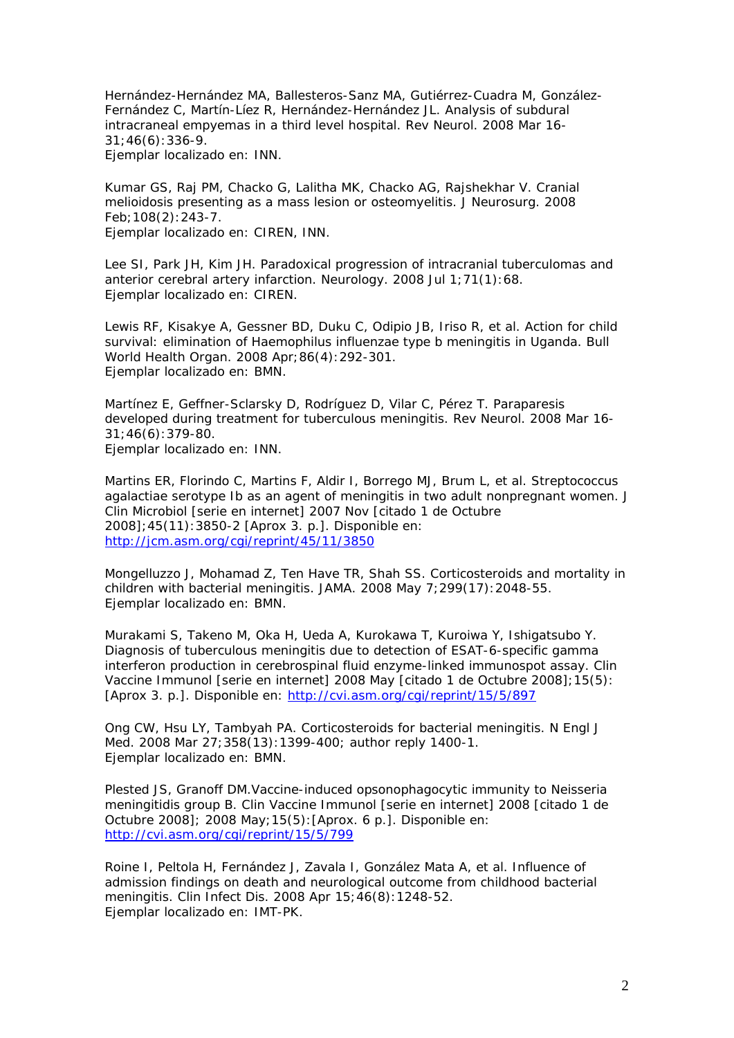Hernández-Hernández MA, Ballesteros-Sanz MA, Gutiérrez-Cuadra M, González-Fernández C, Martín-Líez R, Hernández-Hernández JL. Analysis of subdural intracraneal empyemas in a third level hospital. Rev Neurol. 2008 Mar 16-31;46(6):336-9.
Ejemplar localizado en: INN.

Kumar GS, Raj PM, Chacko G, Lalitha MK, Chacko AG, Rajshekhar V. Cranial melioidosis presenting as a mass lesion or osteomyelitis. J Neurosurg. 2008 Feb;108(2):243-7.
Ejemplar localizado en: CIREN, INN.

Lee SI, Park JH, Kim JH. Paradoxical progression of intracranial tuberculomas and anterior cerebral artery infarction. Neurology. 2008 Jul 1;71(1):68.
Ejemplar localizado en: CIREN.

Lewis RF, Kisakye A, Gessner BD, Duku C, Odipio JB, Iriso R, et al. Action for child survival: elimination of Haemophilus influenzae type b meningitis in Uganda. Bull World Health Organ. 2008 Apr;86(4):292-301.
Ejemplar localizado en: BMN.

Martínez E, Geffner-Sclarsky D, Rodríguez D, Vilar C, Pérez T. Paraparesis developed during treatment for tuberculous meningitis. Rev Neurol. 2008 Mar 16-31;46(6):379-80.
Ejemplar localizado en: INN.

Martins ER, Florindo C, Martins F, Aldir I, Borrego MJ, Brum L, et al. Streptococcus agalactiae serotype Ib as an agent of meningitis in two adult nonpregnant women. J Clin Microbiol [serie en internet] 2007 Nov [citado 1 de Octubre 2008];45(11):3850-2 [Aprox 3. p.]. Disponible en: http://jcm.asm.org/cgi/reprint/45/11/3850

Mongelluzzo J, Mohamad Z, Ten Have TR, Shah SS. Corticosteroids and mortality in children with bacterial meningitis. JAMA. 2008 May 7;299(17):2048-55.
Ejemplar localizado en: BMN.

Murakami S, Takeno M, Oka H, Ueda A, Kurokawa T, Kuroiwa Y, Ishigatsubo Y. Diagnosis of tuberculous meningitis due to detection of ESAT-6-specific gamma interferon production in cerebrospinal fluid enzyme-linked immunospot assay. Clin Vaccine Immunol [serie en internet] 2008 May [citado 1 de Octubre 2008];15(5): [Aprox 3. p.]. Disponible en: http://cvi.asm.org/cgi/reprint/15/5/897

Ong CW, Hsu LY, Tambyah PA. Corticosteroids for bacterial meningitis. N Engl J Med. 2008 Mar 27;358(13):1399-400; author reply 1400-1.
Ejemplar localizado en: BMN.

Plested JS, Granoff DM.Vaccine-induced opsonophagocytic immunity to Neisseria meningitidis group B. Clin Vaccine Immunol [serie en internet] 2008 [citado 1 de Octubre 2008]; 2008 May;15(5):[Aprox. 6 p.]. Disponible en: http://cvi.asm.org/cgi/reprint/15/5/799

Roine I, Peltola H, Fernández J, Zavala I, González Mata A, et al. Influence of admission findings on death and neurological outcome from childhood bacterial meningitis. Clin Infect Dis. 2008 Apr 15;46(8):1248-52.
Ejemplar localizado en: IMT-PK.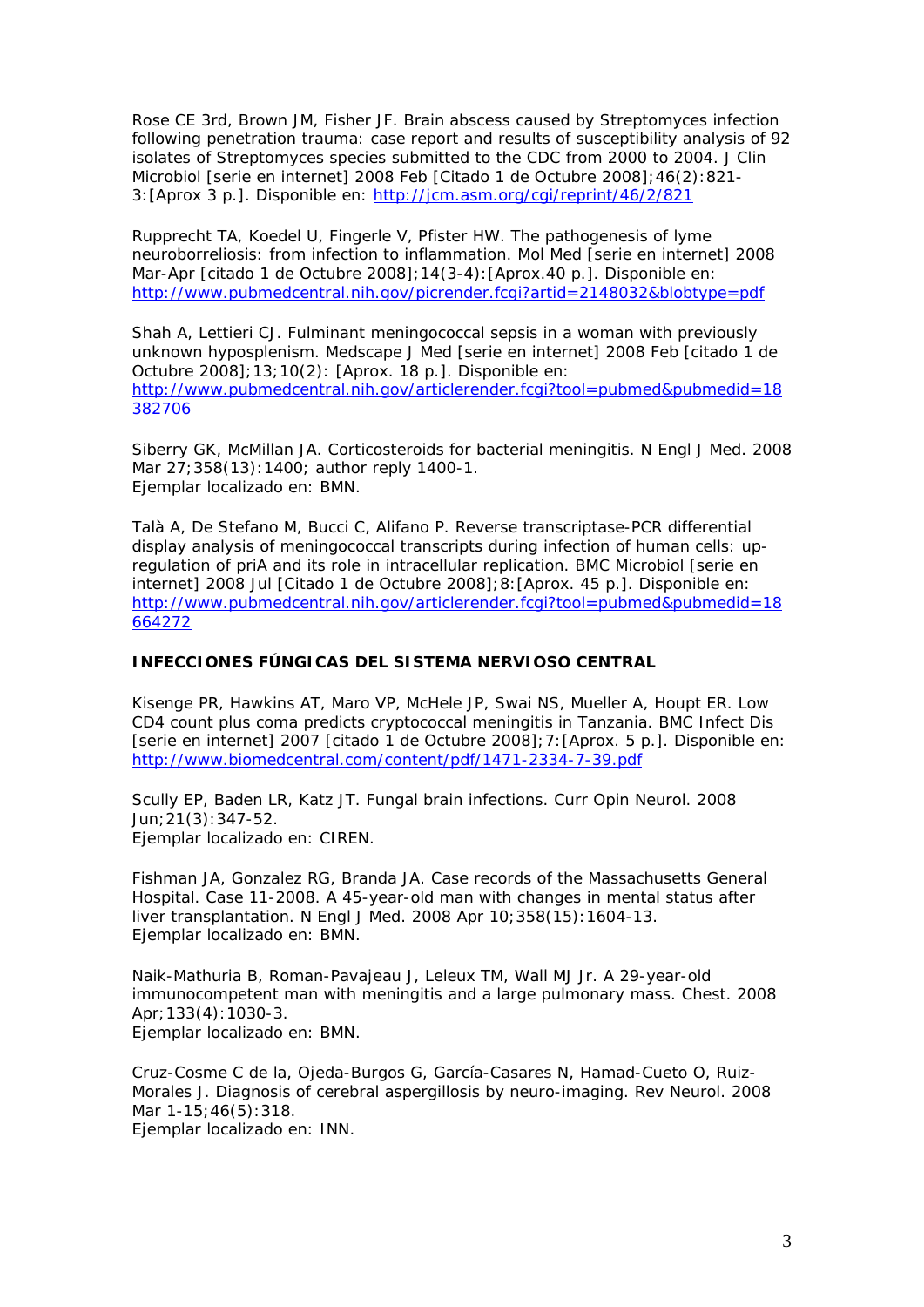Rose CE 3rd, Brown JM, Fisher JF. Brain abscess caused by Streptomyces infection following penetration trauma: case report and results of susceptibility analysis of 92 isolates of Streptomyces species submitted to the CDC from 2000 to 2004. J Clin Microbiol [serie en internet] 2008 Feb [Citado 1 de Octubre 2008];46(2):821-3:[Aprox 3 p.]. Disponible en: http://jcm.asm.org/cgi/reprint/46/2/821

Rupprecht TA, Koedel U, Fingerle V, Pfister HW. The pathogenesis of lyme neuroborreliosis: from infection to inflammation. Mol Med [serie en internet] 2008 Mar-Apr [citado 1 de Octubre 2008];14(3-4):[Aprox.40 p.]. Disponible en: http://www.pubmedcentral.nih.gov/picrender.fcgi?artid=2148032&blobtype=pdf

Shah A, Lettieri CJ. Fulminant meningococcal sepsis in a woman with previously unknown hyposplenism. Medscape J Med [serie en internet] 2008 Feb [citado 1 de Octubre 2008];13;10(2): [Aprox. 18 p.]. Disponible en: http://www.pubmedcentral.nih.gov/articlerender.fcgi?tool=pubmed&pubmedid=18382706

Siberry GK, McMillan JA. Corticosteroids for bacterial meningitis. N Engl J Med. 2008 Mar 27;358(13):1400; author reply 1400-1.
Ejemplar localizado en: BMN.

Talà A, De Stefano M, Bucci C, Alifano P. Reverse transcriptase-PCR differential display analysis of meningococcal transcripts during infection of human cells: up-regulation of priA and its role in intracellular replication. BMC Microbiol [serie en internet] 2008 Jul [Citado 1 de Octubre 2008];8:[Aprox. 45 p.]. Disponible en: http://www.pubmedcentral.nih.gov/articlerender.fcgi?tool=pubmed&pubmedid=18664272

**INFECCIONES FÚNGICAS DEL SISTEMA NERVIOSO CENTRAL**

Kisenge PR, Hawkins AT, Maro VP, McHele JP, Swai NS, Mueller A, Houpt ER. Low CD4 count plus coma predicts cryptococcal meningitis in Tanzania. BMC Infect Dis [serie en internet] 2007 [citado 1 de Octubre 2008];7:[Aprox. 5 p.]. Disponible en: http://www.biomedcentral.com/content/pdf/1471-2334-7-39.pdf

Scully EP, Baden LR, Katz JT. Fungal brain infections. Curr Opin Neurol. 2008 Jun;21(3):347-52.
Ejemplar localizado en: CIREN.

Fishman JA, Gonzalez RG, Branda JA. Case records of the Massachusetts General Hospital. Case 11-2008. A 45-year-old man with changes in mental status after liver transplantation. N Engl J Med. 2008 Apr 10;358(15):1604-13.
Ejemplar localizado en: BMN.

Naik-Mathuria B, Roman-Pavajeau J, Leleux TM, Wall MJ Jr. A 29-year-old immunocompetent man with meningitis and a large pulmonary mass. Chest. 2008 Apr;133(4):1030-3.
Ejemplar localizado en: BMN.

Cruz-Cosme C de la, Ojeda-Burgos G, García-Casares N, Hamad-Cueto O, Ruiz-Morales J. Diagnosis of cerebral aspergillosis by neuro-imaging. Rev Neurol. 2008 Mar 1-15;46(5):318.
Ejemplar localizado en: INN.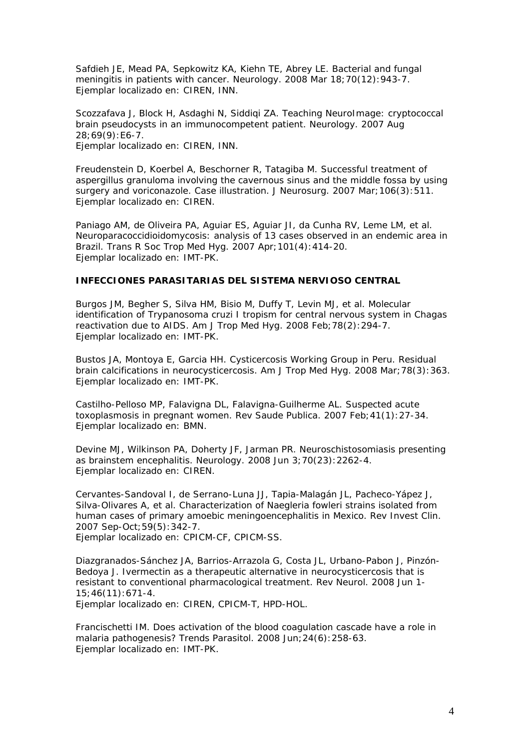Safdieh JE, Mead PA, Sepkowitz KA, Kiehn TE, Abrey LE. Bacterial and fungal meningitis in patients with cancer. Neurology. 2008 Mar 18;70(12):943-7.
Ejemplar localizado en: CIREN, INN.

Scozzafava J, Block H, Asdaghi N, Siddiqi ZA. Teaching NeuroImage: cryptococcal brain pseudocysts in an immunocompetent patient. Neurology. 2007 Aug 28;69(9):E6-7.
Ejemplar localizado en: CIREN, INN.

Freudenstein D, Koerbel A, Beschorner R, Tatagiba M. Successful treatment of aspergillus granuloma involving the cavernous sinus and the middle fossa by using surgery and voriconazole. Case illustration. J Neurosurg. 2007 Mar;106(3):511.
Ejemplar localizado en: CIREN.

Paniago AM, de Oliveira PA, Aguiar ES, Aguiar JI, da Cunha RV, Leme LM, et al. Neuroparacoccidioidomycosis: analysis of 13 cases observed in an endemic area in Brazil. Trans R Soc Trop Med Hyg. 2007 Apr;101(4):414-20.
Ejemplar localizado en: IMT-PK.

**INFECCIONES PARASITARIAS DEL SISTEMA NERVIOSO CENTRAL**

Burgos JM, Begher S, Silva HM, Bisio M, Duffy T, Levin MJ, et al. Molecular identification of Trypanosoma cruzi I tropism for central nervous system in Chagas reactivation due to AIDS. Am J Trop Med Hyg. 2008 Feb;78(2):294-7.
Ejemplar localizado en: IMT-PK.

Bustos JA, Montoya E, Garcia HH. Cysticercosis Working Group in Peru. Residual brain calcifications in neurocysticercosis. Am J Trop Med Hyg. 2008 Mar;78(3):363.
Ejemplar localizado en: IMT-PK.

Castilho-Pelloso MP, Falavigna DL, Falavigna-Guilherme AL. Suspected acute toxoplasmosis in pregnant women. Rev Saude Publica. 2007 Feb;41(1):27-34.
Ejemplar localizado en: BMN.

Devine MJ, Wilkinson PA, Doherty JF, Jarman PR. Neuroschistosomiasis presenting as brainstem encephalitis. Neurology. 2008 Jun 3;70(23):2262-4.
Ejemplar localizado en: CIREN.

Cervantes-Sandoval I, de Serrano-Luna JJ, Tapia-Malagán JL, Pacheco-Yápez J, Silva-Olivares A, et al. Characterization of Naegleria fowleri strains isolated from human cases of primary amoebic meningoencephalitis in Mexico. Rev Invest Clin. 2007 Sep-Oct;59(5):342-7.
Ejemplar localizado en: CPICM-CF, CPICM-SS.

Diazgranados-Sánchez JA, Barrios-Arrazola G, Costa JL, Urbano-Pabon J, Pinzón-Bedoya J. Ivermectin as a therapeutic alternative in neurocysticercosis that is resistant to conventional pharmacological treatment. Rev Neurol. 2008 Jun 1-15;46(11):671-4.
Ejemplar localizado en: CIREN, CPICM-T, HPD-HOL.

Francischetti IM. Does activation of the blood coagulation cascade have a role in malaria pathogenesis? Trends Parasitol. 2008 Jun;24(6):258-63.
Ejemplar localizado en: IMT-PK.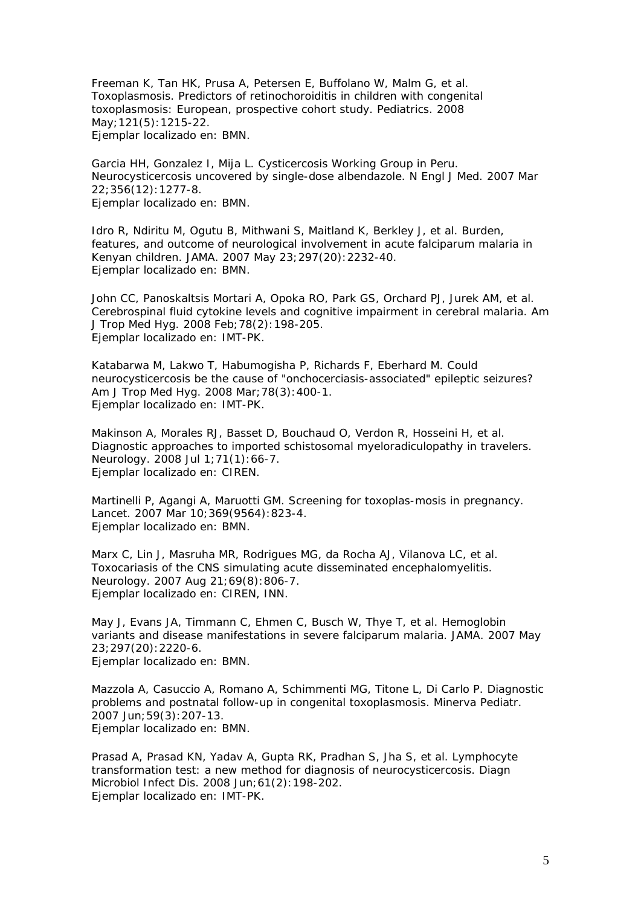Freeman K, Tan HK, Prusa A, Petersen E, Buffolano W, Malm G, et al. Toxoplasmosis. Predictors of retinochoroiditis in children with congenital toxoplasmosis: European, prospective cohort study. Pediatrics. 2008 May;121(5):1215-22.
Ejemplar localizado en: BMN.

Garcia HH, Gonzalez I, Mija L. Cysticercosis Working Group in Peru. Neurocysticercosis uncovered by single-dose albendazole. N Engl J Med. 2007 Mar 22;356(12):1277-8.
Ejemplar localizado en: BMN.

Idro R, Ndiritu M, Ogutu B, Mithwani S, Maitland K, Berkley J, et al. Burden, features, and outcome of neurological involvement in acute falciparum malaria in Kenyan children. JAMA. 2007 May 23;297(20):2232-40.
Ejemplar localizado en: BMN.

John CC, Panoskaltsis Mortari A, Opoka RO, Park GS, Orchard PJ, Jurek AM, et al. Cerebrospinal fluid cytokine levels and cognitive impairment in cerebral malaria. Am J Trop Med Hyg. 2008 Feb;78(2):198-205.
Ejemplar localizado en: IMT-PK.

Katabarwa M, Lakwo T, Habumogisha P, Richards F, Eberhard M. Could neurocysticercosis be the cause of "onchocerciasis-associated" epileptic seizures? Am J Trop Med Hyg. 2008 Mar;78(3):400-1.
Ejemplar localizado en: IMT-PK.

Makinson A, Morales RJ, Basset D, Bouchaud O, Verdon R, Hosseini H, et al. Diagnostic approaches to imported schistosomal myeloradiculopathy in travelers. Neurology. 2008 Jul 1;71(1):66-7.
Ejemplar localizado en: CIREN.

Martinelli P, Agangi A, Maruotti GM. Screening for toxoplas-mosis in pregnancy. Lancet. 2007 Mar 10;369(9564):823-4.
Ejemplar localizado en: BMN.

Marx C, Lin J, Masruha MR, Rodrigues MG, da Rocha AJ, Vilanova LC, et al. Toxocariasis of the CNS simulating acute disseminated encephalomyelitis. Neurology. 2007 Aug 21;69(8):806-7.
Ejemplar localizado en: CIREN, INN.

May J, Evans JA, Timmann C, Ehmen C, Busch W, Thye T, et al. Hemoglobin variants and disease manifestations in severe falciparum malaria. JAMA. 2007 May 23;297(20):2220-6.
Ejemplar localizado en: BMN.

Mazzola A, Casuccio A, Romano A, Schimmenti MG, Titone L, Di Carlo P. Diagnostic problems and postnatal follow-up in congenital toxoplasmosis. Minerva Pediatr. 2007 Jun;59(3):207-13.
Ejemplar localizado en: BMN.

Prasad A, Prasad KN, Yadav A, Gupta RK, Pradhan S, Jha S, et al. Lymphocyte transformation test: a new method for diagnosis of neurocysticercosis. Diagn Microbiol Infect Dis. 2008 Jun;61(2):198-202.
Ejemplar localizado en: IMT-PK.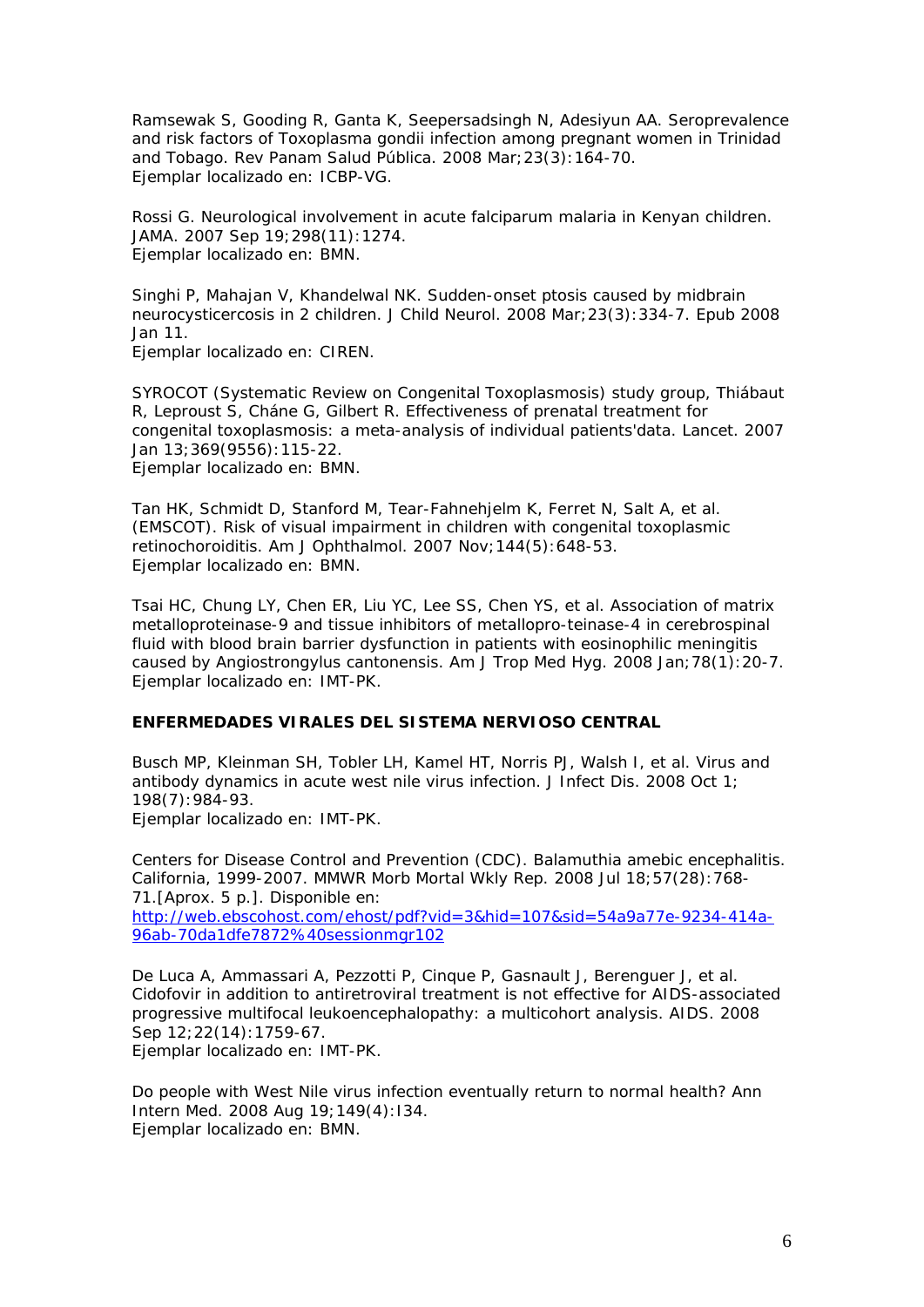Ramsewak S, Gooding R, Ganta K, Seepersadsingh N, Adesiyun AA. Seroprevalence and risk factors of Toxoplasma gondii infection among pregnant women in Trinidad and Tobago. Rev Panam Salud Pública. 2008 Mar;23(3):164-70.
Ejemplar localizado en: ICBP-VG.

Rossi G. Neurological involvement in acute falciparum malaria in Kenyan children. JAMA. 2007 Sep 19;298(11):1274.
Ejemplar localizado en: BMN.

Singhi P, Mahajan V, Khandelwal NK. Sudden-onset ptosis caused by midbrain neurocysticercosis in 2 children. J Child Neurol. 2008 Mar;23(3):334-7. Epub 2008 Jan 11.
Ejemplar localizado en: CIREN.

SYROCOT (Systematic Review on Congenital Toxoplasmosis) study group, Thiábaut R, Leproust S, Cháne G, Gilbert R. Effectiveness of prenatal treatment for congenital toxoplasmosis: a meta-analysis of individual patients'data. Lancet. 2007 Jan 13;369(9556):115-22.
Ejemplar localizado en: BMN.

Tan HK, Schmidt D, Stanford M, Tear-Fahnehjelm K, Ferret N, Salt A, et al. (EMSCOT). Risk of visual impairment in children with congenital toxoplasmic retinochoroiditis. Am J Ophthalmol. 2007 Nov;144(5):648-53.
Ejemplar localizado en: BMN.

Tsai HC, Chung LY, Chen ER, Liu YC, Lee SS, Chen YS, et al. Association of matrix metalloproteinase-9 and tissue inhibitors of metallopro-teinase-4 in cerebrospinal fluid with blood brain barrier dysfunction in patients with eosinophilic meningitis caused by Angiostrongylus cantonensis. Am J Trop Med Hyg. 2008 Jan;78(1):20-7.
Ejemplar localizado en: IMT-PK.

**ENFERMEDADES VIRALES DEL SISTEMA NERVIOSO CENTRAL**

Busch MP, Kleinman SH, Tobler LH, Kamel HT, Norris PJ, Walsh I, et al. Virus and antibody dynamics in acute west nile virus infection. J Infect Dis. 2008 Oct 1; 198(7):984-93.
Ejemplar localizado en: IMT-PK.

Centers for Disease Control and Prevention (CDC). Balamuthia amebic encephalitis. California, 1999-2007. MMWR Morb Mortal Wkly Rep. 2008 Jul 18;57(28):768-71.[Aprox. 5 p.]. Disponible en:
[http://web.ebscohost.com/ehost/pdf?vid=3&hid=107&sid=54a9a77e-9234-414a-96ab-70da1dfe7872%40sessionmgr102](http://web.ebscohost.com/ehost/pdf?vid=3&hid=107&sid=54a9a77e-9234-414a-96ab-70da1dfe7872%40sessionmgr102)

De Luca A, Ammassari A, Pezzotti P, Cinque P, Gasnault J, Berenguer J, et al. Cidofovir in addition to antiretroviral treatment is not effective for AIDS-associated progressive multifocal leukoencephalopathy: a multicohort analysis. AIDS. 2008 Sep 12;22(14):1759-67.
Ejemplar localizado en: IMT-PK.

Do people with West Nile virus infection eventually return to normal health? Ann Intern Med. 2008 Aug 19;149(4):I34.
Ejemplar localizado en: BMN.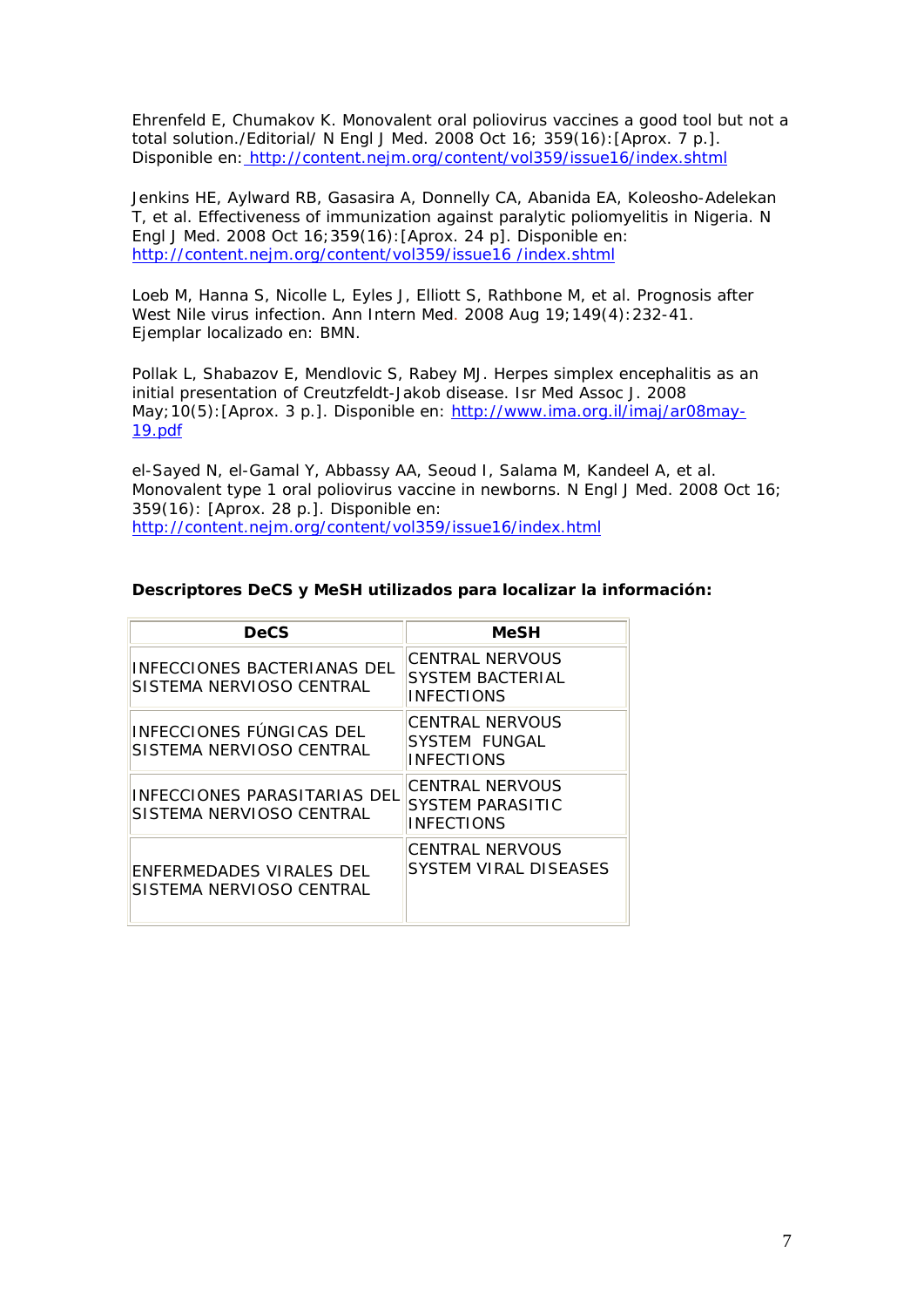Ehrenfeld E, Chumakov K. Monovalent oral poliovirus vaccines a good tool but not a total solution./Editorial/ N Engl J Med. 2008 Oct 16; 359(16):[Aprox. 7 p.]. Disponible en: http://content.nejm.org/content/vol359/issue16/index.shtml

Jenkins HE, Aylward RB, Gasasira A, Donnelly CA, Abanida EA, Koleosho-Adelekan T, et al. Effectiveness of immunization against paralytic poliomyelitis in Nigeria. N Engl J Med. 2008 Oct 16;359(16):[Aprox. 24 p]. Disponible en: http://content.nejm.org/content/vol359/issue16 /index.shtml

Loeb M, Hanna S, Nicolle L, Eyles J, Elliott S, Rathbone M, et al. Prognosis after West Nile virus infection. Ann Intern Med. 2008 Aug 19;149(4):232-41. Ejemplar localizado en: BMN.

Pollak L, Shabazov E, Mendlovic S, Rabey MJ. Herpes simplex encephalitis as an initial presentation of Creutzfeldt-Jakob disease. Isr Med Assoc J. 2008 May;10(5):[Aprox. 3 p.]. Disponible en: http://www.ima.org.il/imaj/ar08may-19.pdf

el-Sayed N, el-Gamal Y, Abbassy AA, Seoud I, Salama M, Kandeel A, et al. Monovalent type 1 oral poliovirus vaccine in newborns. N Engl J Med. 2008 Oct 16; 359(16): [Aprox. 28 p.]. Disponible en: http://content.nejm.org/content/vol359/issue16/index.html

**Descriptores DeCS y MeSH utilizados para localizar la información:**

| DeCS | MeSH |
|---|---|
| INFECCIONES BACTERIANAS DEL SISTEMA NERVIOSO CENTRAL | CENTRAL NERVOUS SYSTEM BACTERIAL INFECTIONS |
| INFECCIONES FÚNGICAS DEL SISTEMA NERVIOSO CENTRAL | CENTRAL NERVOUS SYSTEM FUNGAL INFECTIONS |
| INFECCIONES PARASITARIAS DEL SISTEMA NERVIOSO CENTRAL | CENTRAL NERVOUS SYSTEM PARASITIC INFECTIONS |
| ENFERMEDADES VIRALES DEL SISTEMA NERVIOSO CENTRAL | CENTRAL NERVOUS SYSTEM VIRAL DISEASES |